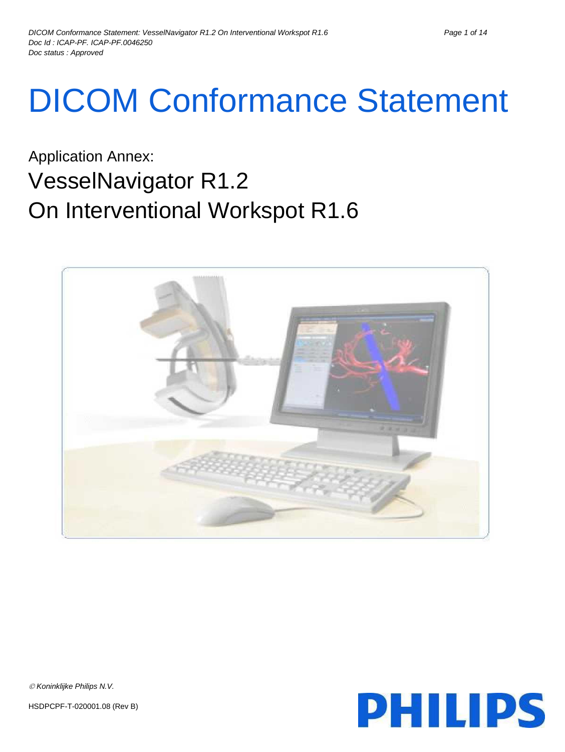# DICOM Conformance Statement

Application Annex:

## VesselNavigator R1.2
## On Interventional Workspot R1.6

© Koninklijke Philips N.V.

HSDPCPF-T-020001.08 (Rev B)

PHILIPS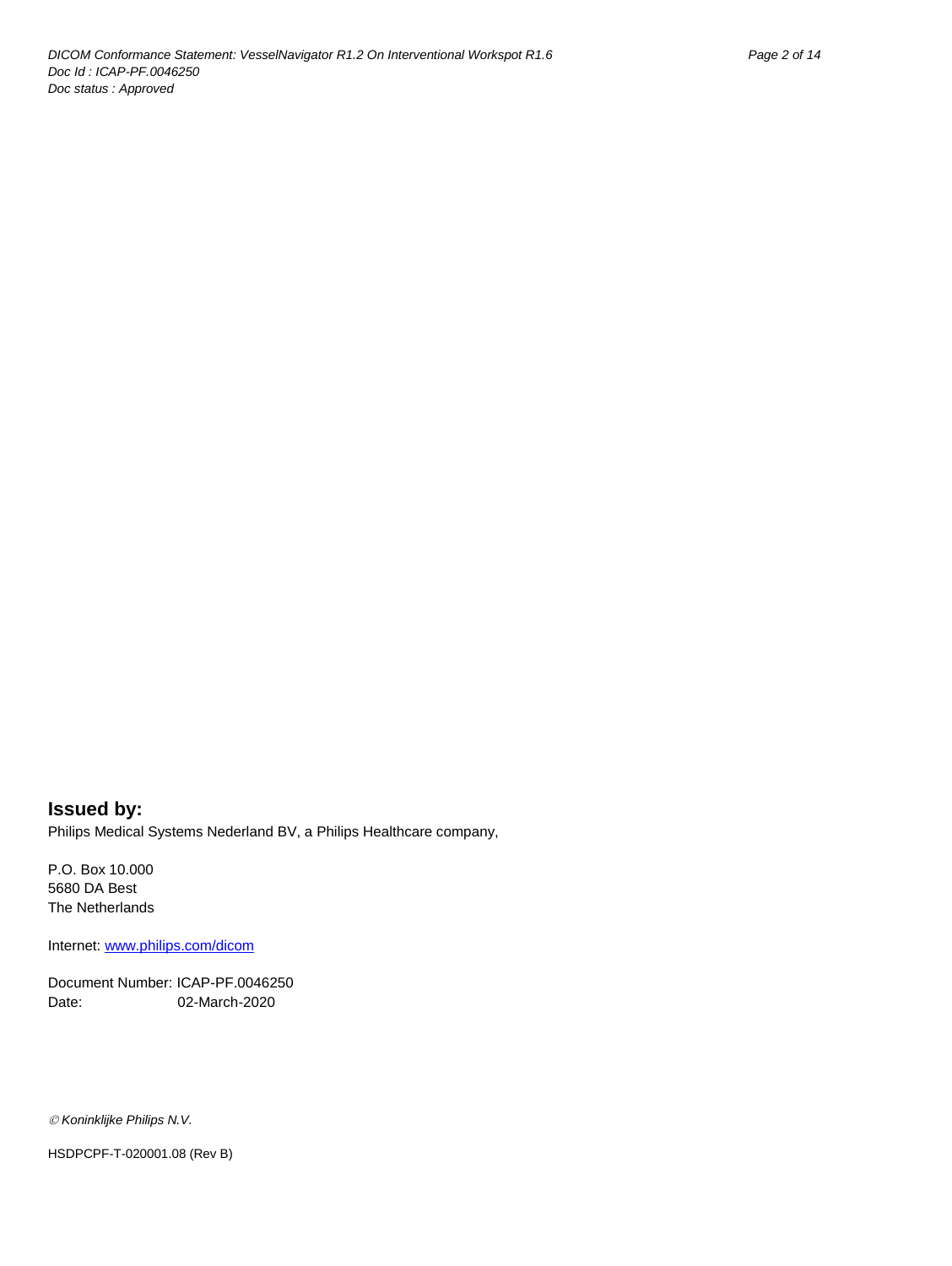**Issued by:**

Philips Medical Systems Nederland BV, a Philips Healthcare company,

P.O. Box 10.000
5680 DA Best
The Netherlands

Internet: www.philips.com/dicom

Document Number: ICAP-PF.0046250
Date: 02-March-2020

© *Koninklijke Philips N.V.*

HSDPCPF-T-020001.08 (Rev B)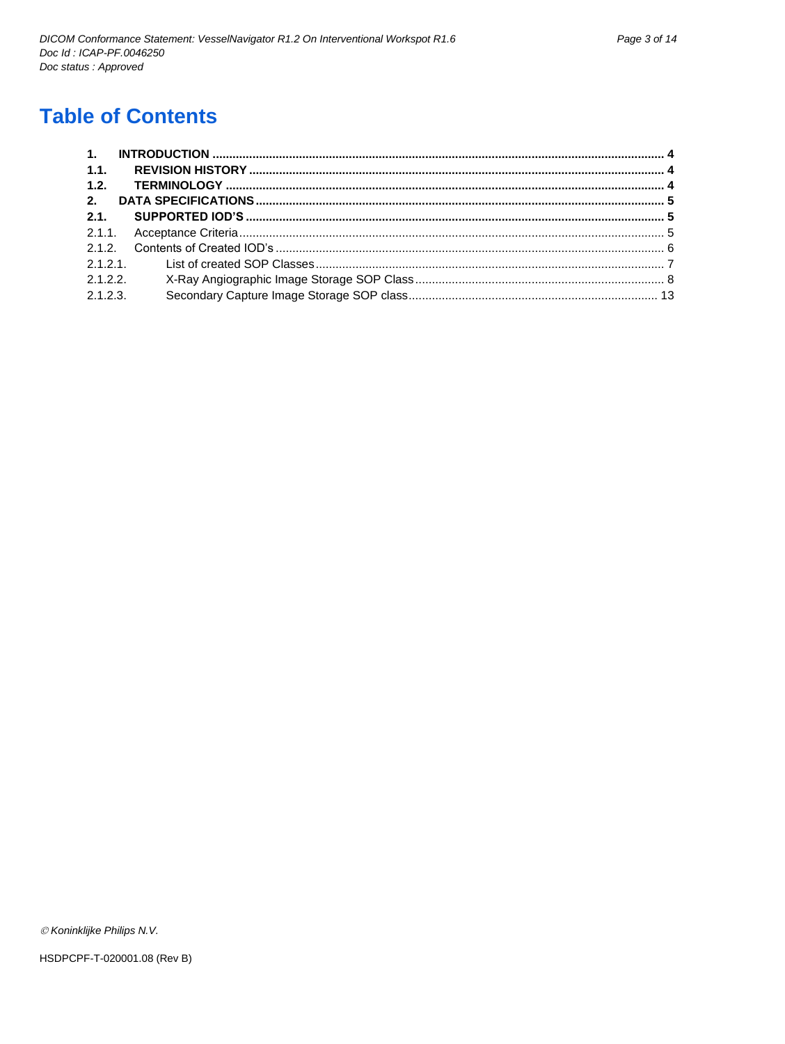# Table of Contents

**1. INTRODUCTION ..... 4**
**1.1. REVISION HISTORY ..... 4**
**1.2. TERMINOLOGY ..... 4**
**2. DATA SPECIFICATIONS ..... 5**
**2.1. SUPPORTED IOD'S ..... 5**
2.1.1. Acceptance Criteria ..... 5
2.1.2. Contents of Created IOD's ..... 6
2.1.2.1. List of created SOP Classes ..... 7
2.1.2.2. X-Ray Angiographic Image Storage SOP Class ..... 8
2.1.2.3. Secondary Capture Image Storage SOP class ..... 13

© Koninklijke Philips N.V.

HSDPCPF-T-020001.08 (Rev B)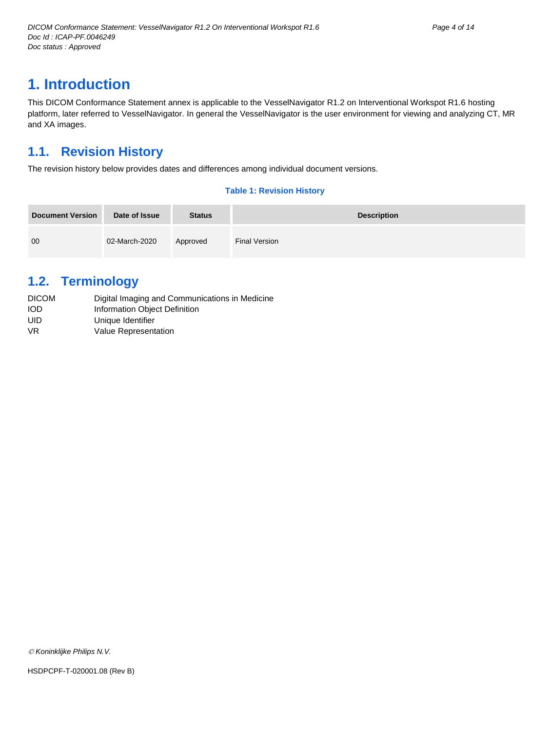# 1. Introduction

This DICOM Conformance Statement annex is applicable to the VesselNavigator R1.2 on Interventional Workspot R1.6 hosting platform, later referred to VesselNavigator. In general the VesselNavigator is the user environment for viewing and analyzing CT, MR and XA images.

## 1.1. Revision History

The revision history below provides dates and differences among individual document versions.

**Table 1: Revision History**

| Document Version | Date of Issue | Status | Description |
| --- | --- | --- | --- |
| 00 | 02-March-2020 | Approved | Final Version |

## 1.2. Terminology

| | |
| --- | --- |
| DICOM | Digital Imaging and Communications in Medicine |
| IOD | Information Object Definition |
| UID | Unique Identifier |
| VR | Value Representation |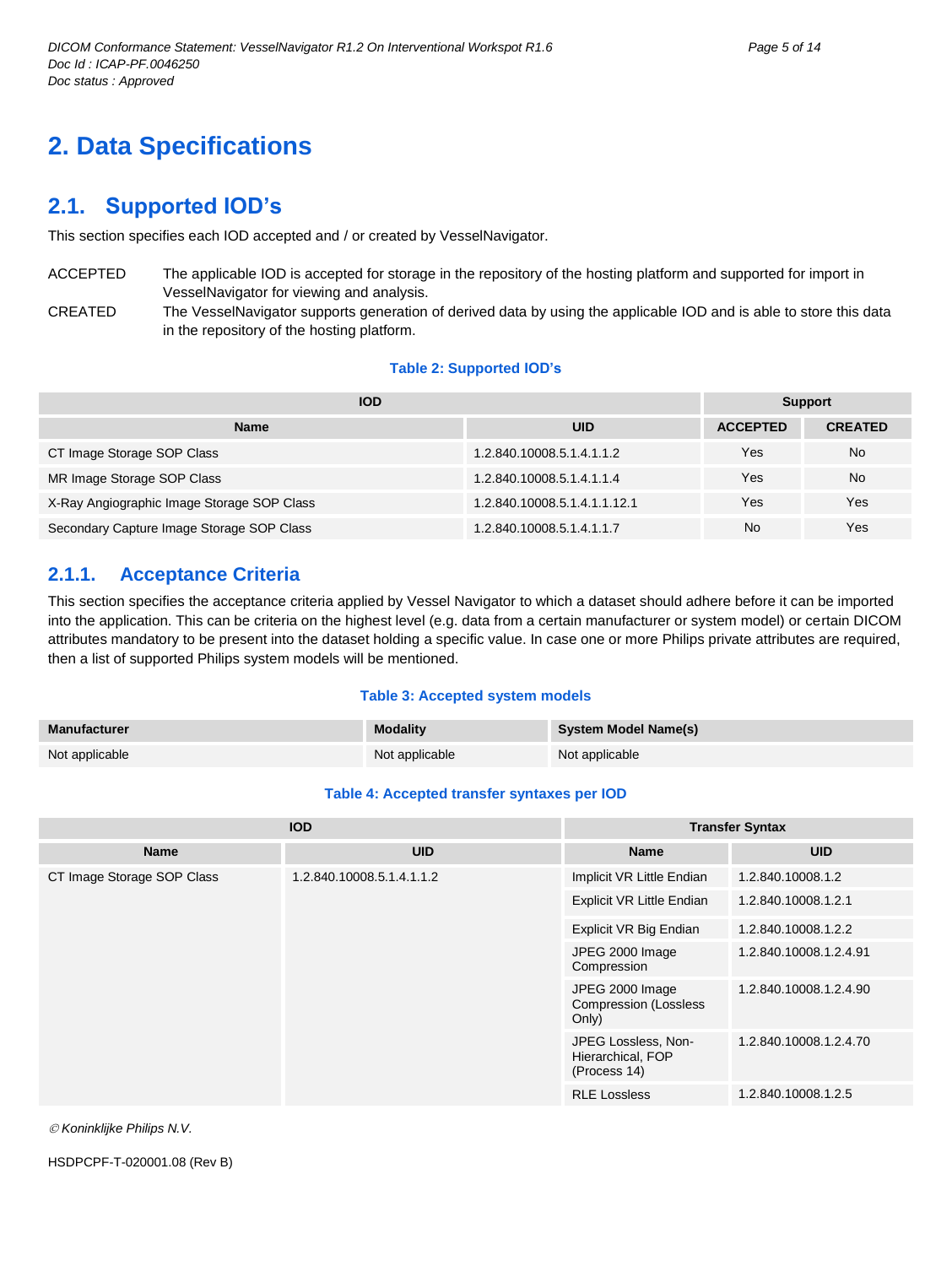# 2. Data Specifications

## 2.1. Supported IOD's

This section specifies each IOD accepted and / or created by VesselNavigator.

ACCEPTED — The applicable IOD is accepted for storage in the repository of the hosting platform and supported for import in VesselNavigator for viewing and analysis.

CREATED — The VesselNavigator supports generation of derived data by using the applicable IOD and is able to store this data in the repository of the hosting platform.

**Table 2: Supported IOD's**

| IOD | | Support | |
|---|---|---|---|
| **Name** | **UID** | **ACCEPTED** | **CREATED** |
| CT Image Storage SOP Class | 1.2.840.10008.5.1.4.1.1.2 | Yes | No |
| MR Image Storage SOP Class | 1.2.840.10008.5.1.4.1.1.4 | Yes | No |
| X-Ray Angiographic Image Storage SOP Class | 1.2.840.10008.5.1.4.1.1.12.1 | Yes | Yes |
| Secondary Capture Image Storage SOP Class | 1.2.840.10008.5.1.4.1.1.7 | No | Yes |

### 2.1.1. Acceptance Criteria

This section specifies the acceptance criteria applied by Vessel Navigator to which a dataset should adhere before it can be imported into the application. This can be criteria on the highest level (e.g. data from a certain manufacturer or system model) or certain DICOM attributes mandatory to be present into the dataset holding a specific value. In case one or more Philips private attributes are required, then a list of supported Philips system models will be mentioned.

**Table 3: Accepted system models**

| Manufacturer | Modality | System Model Name(s) |
|---|---|---|
| Not applicable | Not applicable | Not applicable |

**Table 4: Accepted transfer syntaxes per IOD**

| IOD | | Transfer Syntax | |
|---|---|---|---|
| **Name** | **UID** | **Name** | **UID** |
| CT Image Storage SOP Class | 1.2.840.10008.5.1.4.1.1.2 | Implicit VR Little Endian | 1.2.840.10008.1.2 |
| | | Explicit VR Little Endian | 1.2.840.10008.1.2.1 |
| | | Explicit VR Big Endian | 1.2.840.10008.1.2.2 |
| | | JPEG 2000 Image Compression | 1.2.840.10008.1.2.4.91 |
| | | JPEG 2000 Image Compression (Lossless Only) | 1.2.840.10008.1.2.4.90 |
| | | JPEG Lossless, Non-Hierarchical, FOP (Process 14) | 1.2.840.10008.1.2.4.70 |
| | | RLE Lossless | 1.2.840.10008.1.2.5 |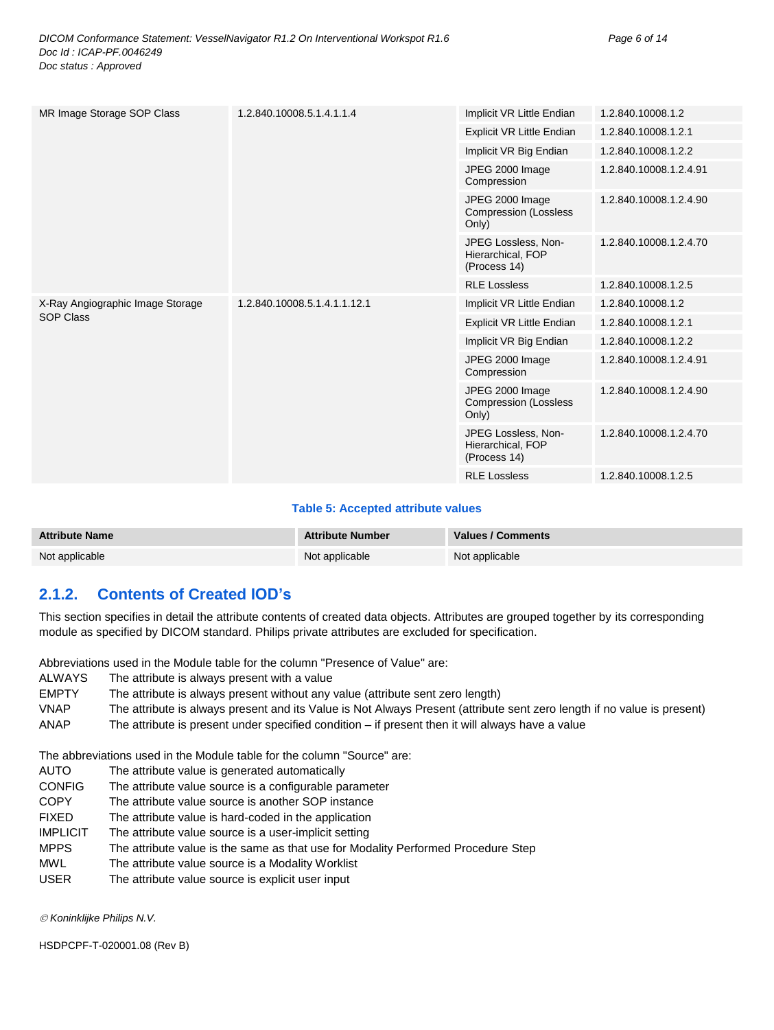| | | | |
|---|---|---|---|
| MR Image Storage SOP Class | 1.2.840.10008.5.1.4.1.1.4 | Implicit VR Little Endian | 1.2.840.10008.1.2 |
| | | Explicit VR Little Endian | 1.2.840.10008.1.2.1 |
| | | Implicit VR Big Endian | 1.2.840.10008.1.2.2 |
| | | JPEG 2000 Image Compression | 1.2.840.10008.1.2.4.91 |
| | | JPEG 2000 Image Compression (Lossless Only) | 1.2.840.10008.1.2.4.90 |
| | | JPEG Lossless, Non-Hierarchical, FOP (Process 14) | 1.2.840.10008.1.2.4.70 |
| | | RLE Lossless | 1.2.840.10008.1.2.5 |
| X-Ray Angiographic Image Storage SOP Class | 1.2.840.10008.5.1.4.1.1.12.1 | Implicit VR Little Endian | 1.2.840.10008.1.2 |
| | | Explicit VR Little Endian | 1.2.840.10008.1.2.1 |
| | | Implicit VR Big Endian | 1.2.840.10008.1.2.2 |
| | | JPEG 2000 Image Compression | 1.2.840.10008.1.2.4.91 |
| | | JPEG 2000 Image Compression (Lossless Only) | 1.2.840.10008.1.2.4.90 |
| | | JPEG Lossless, Non-Hierarchical, FOP (Process 14) | 1.2.840.10008.1.2.4.70 |
| | | RLE Lossless | 1.2.840.10008.1.2.5 |

**Table 5: Accepted attribute values**

| Attribute Name | Attribute Number | Values / Comments |
|---|---|---|
| Not applicable | Not applicable | Not applicable |

### 2.1.2. Contents of Created IOD's

This section specifies in detail the attribute contents of created data objects. Attributes are grouped together by its corresponding module as specified by DICOM standard. Philips private attributes are excluded for specification.

Abbreviations used in the Module table for the column "Presence of Value" are:

- ALWAYS The attribute is always present with a value
- EMPTY The attribute is always present without any value (attribute sent zero length)
- VNAP The attribute is always present and its Value is Not Always Present (attribute sent zero length if no value is present)
- ANAP The attribute is present under specified condition – if present then it will always have a value

The abbreviations used in the Module table for the column "Source" are:

- AUTO The attribute value is generated automatically
- CONFIG The attribute value source is a configurable parameter
- COPY The attribute value source is another SOP instance
- FIXED The attribute value is hard-coded in the application
- IMPLICIT The attribute value source is a user-implicit setting
- MPPS The attribute value is the same as that use for Modality Performed Procedure Step
- MWL The attribute value source is a Modality Worklist
- USER The attribute value source is explicit user input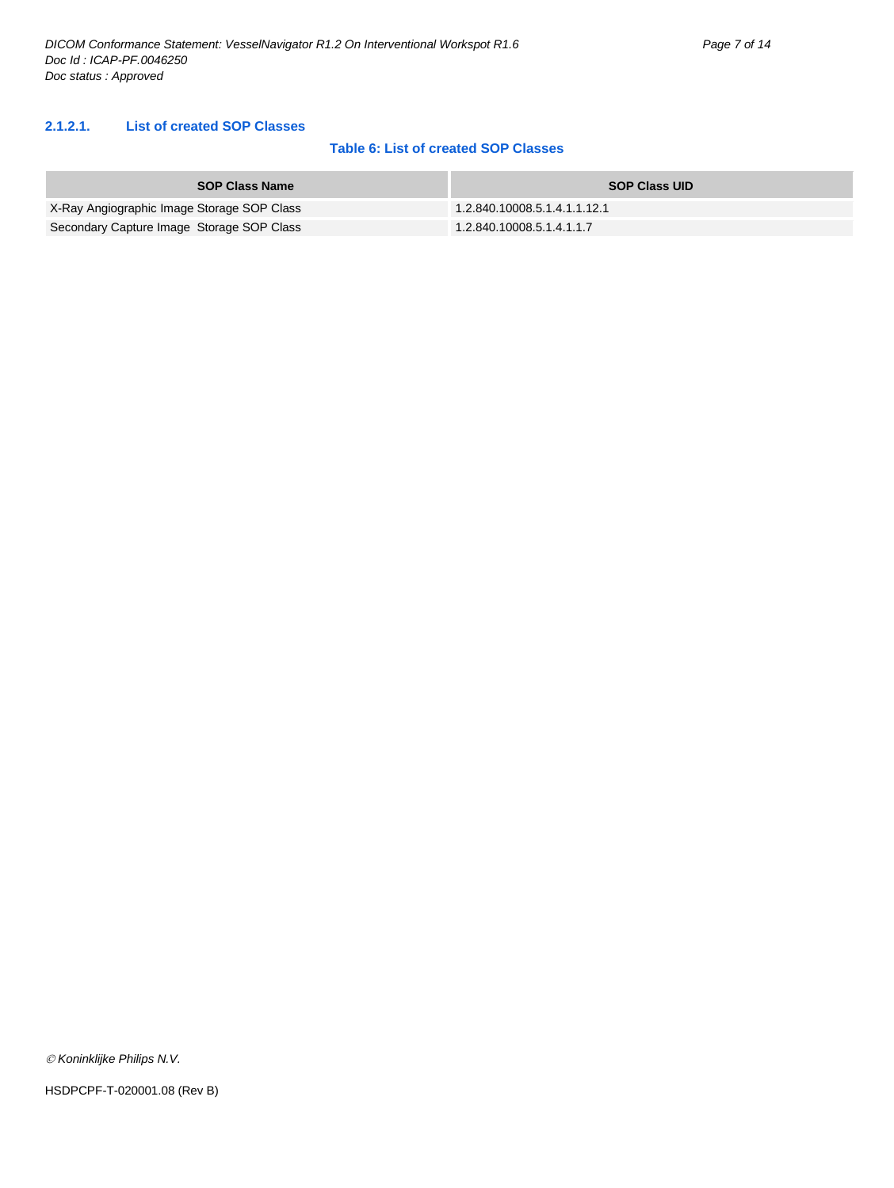#### 2.1.2.1. List of created SOP Classes

**Table 6: List of created SOP Classes**

| SOP Class Name | SOP Class UID |
|---|---|
| X-Ray Angiographic Image Storage SOP Class | 1.2.840.10008.5.1.4.1.1.12.1 |
| Secondary Capture Image  Storage SOP Class | 1.2.840.10008.5.1.4.1.1.7 |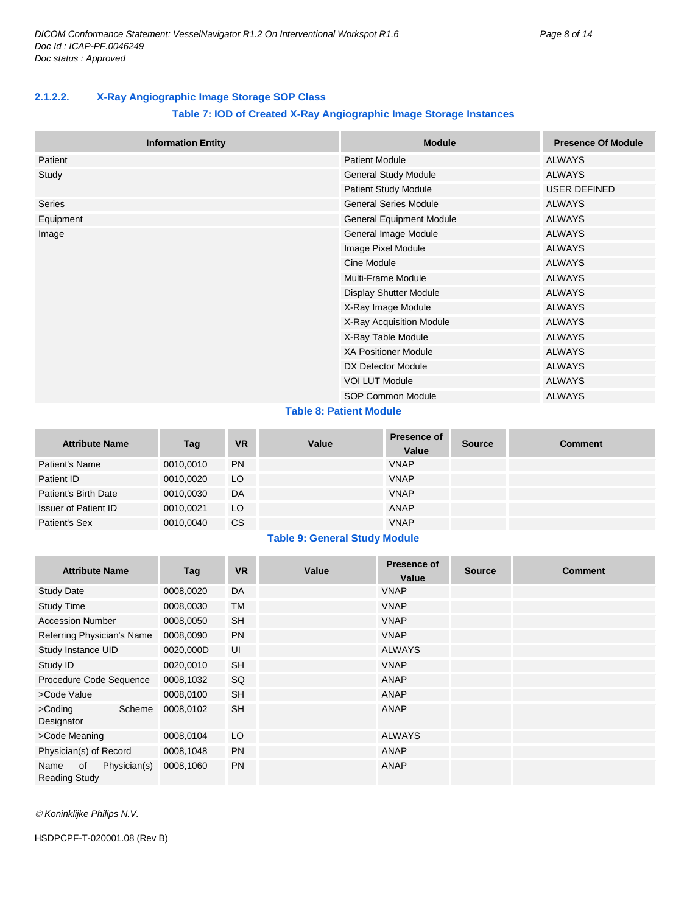### 2.1.2.2. X-Ray Angiographic Image Storage SOP Class

**Table 7: IOD of Created X-Ray Angiographic Image Storage Instances**

| Information Entity | Module | Presence Of Module |
|---|---|---|
| Patient | Patient Module | ALWAYS |
| Study | General Study Module | ALWAYS |
| | Patient Study Module | USER DEFINED |
| Series | General Series Module | ALWAYS |
| Equipment | General Equipment Module | ALWAYS |
| Image | General Image Module | ALWAYS |
| | Image Pixel Module | ALWAYS |
| | Cine Module | ALWAYS |
| | Multi-Frame Module | ALWAYS |
| | Display Shutter Module | ALWAYS |
| | X-Ray Image Module | ALWAYS |
| | X-Ray Acquisition Module | ALWAYS |
| | X-Ray Table Module | ALWAYS |
| | XA Positioner Module | ALWAYS |
| | DX Detector Module | ALWAYS |
| | VOI LUT Module | ALWAYS |
| | SOP Common Module | ALWAYS |

**Table 8: Patient Module**

| Attribute Name | Tag | VR | Value | Presence of Value | Source | Comment |
|---|---|---|---|---|---|---|
| Patient's Name | 0010,0010 | PN | | VNAP | | |
| Patient ID | 0010,0020 | LO | | VNAP | | |
| Patient's Birth Date | 0010,0030 | DA | | VNAP | | |
| Issuer of Patient ID | 0010,0021 | LO | | ANAP | | |
| Patient's Sex | 0010,0040 | CS | | VNAP | | |

**Table 9: General Study Module**

| Attribute Name | Tag | VR | Value | Presence of Value | Source | Comment |
|---|---|---|---|---|---|---|
| Study Date | 0008,0020 | DA | | VNAP | | |
| Study Time | 0008,0030 | TM | | VNAP | | |
| Accession Number | 0008,0050 | SH | | VNAP | | |
| Referring Physician's Name | 0008,0090 | PN | | VNAP | | |
| Study Instance UID | 0020,000D | UI | | ALWAYS | | |
| Study ID | 0020,0010 | SH | | VNAP | | |
| Procedure Code Sequence | 0008,1032 | SQ | | ANAP | | |
| >Code Value | 0008,0100 | SH | | ANAP | | |
| >Coding Scheme Designator | 0008,0102 | SH | | ANAP | | |
| >Code Meaning | 0008,0104 | LO | | ALWAYS | | |
| Physician(s) of Record | 0008,1048 | PN | | ANAP | | |
| Name of Physician(s) Reading Study | 0008,1060 | PN | | ANAP | | |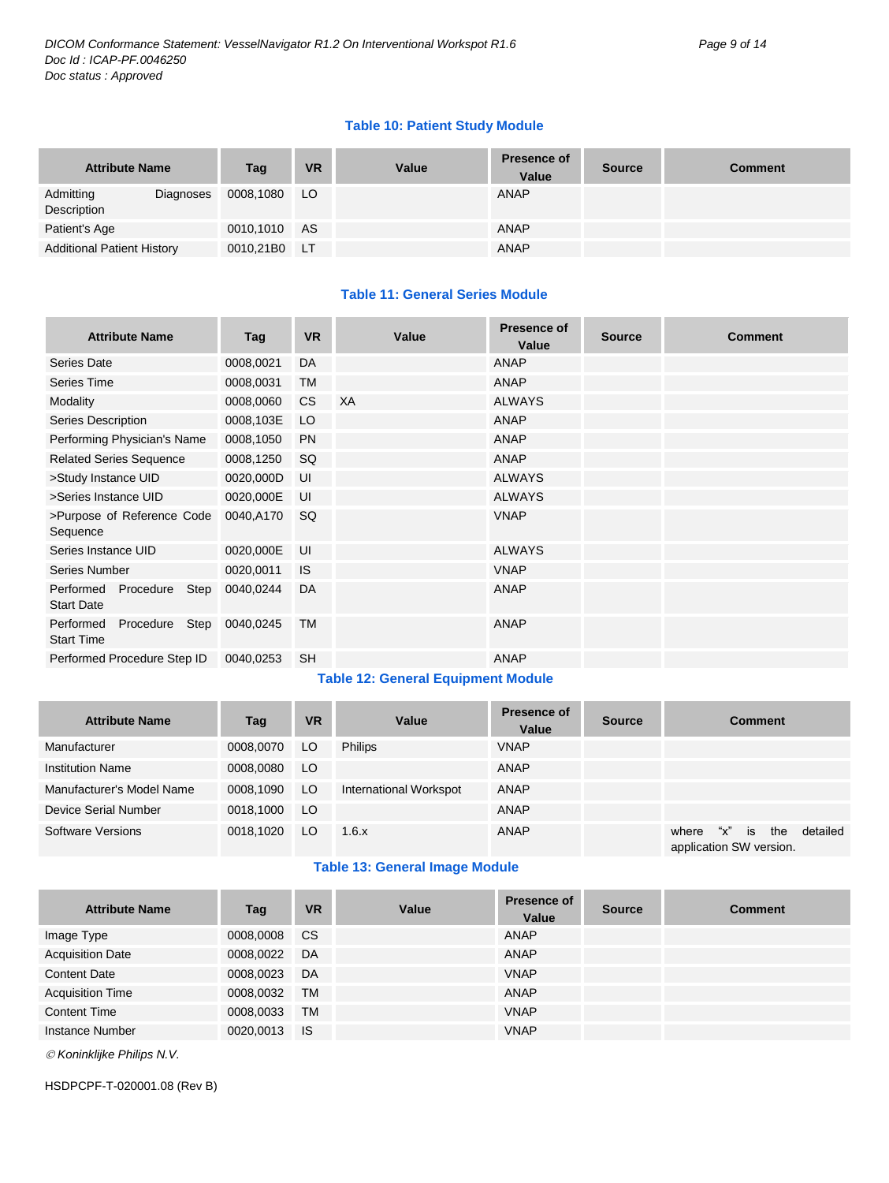**Table 10: Patient Study Module**

| Attribute Name | Tag | VR | Value | Presence of Value | Source | Comment |
|---|---|---|---|---|---|---|
| Admitting Diagnoses Description | 0008,1080 | LO | | ANAP | | |
| Patient's Age | 0010,1010 | AS | | ANAP | | |
| Additional Patient History | 0010,21B0 | LT | | ANAP | | |

**Table 11: General Series Module**

| Attribute Name | Tag | VR | Value | Presence of Value | Source | Comment |
|---|---|---|---|---|---|---|
| Series Date | 0008,0021 | DA | | ANAP | | |
| Series Time | 0008,0031 | TM | | ANAP | | |
| Modality | 0008,0060 | CS | XA | ALWAYS | | |
| Series Description | 0008,103E | LO | | ANAP | | |
| Performing Physician's Name | 0008,1050 | PN | | ANAP | | |
| Related Series Sequence | 0008,1250 | SQ | | ANAP | | |
| >Study Instance UID | 0020,000D | UI | | ALWAYS | | |
| >Series Instance UID | 0020,000E | UI | | ALWAYS | | |
| >Purpose of Reference Code Sequence | 0040,A170 | SQ | | VNAP | | |
| Series Instance UID | 0020,000E | UI | | ALWAYS | | |
| Series Number | 0020,0011 | IS | | VNAP | | |
| Performed Procedure Step Start Date | 0040,0244 | DA | | ANAP | | |
| Performed Procedure Step Start Time | 0040,0245 | TM | | ANAP | | |
| Performed Procedure Step ID | 0040,0253 | SH | | ANAP | | |

**Table 12: General Equipment Module**

| Attribute Name | Tag | VR | Value | Presence of Value | Source | Comment |
|---|---|---|---|---|---|---|
| Manufacturer | 0008,0070 | LO | Philips | VNAP | | |
| Institution Name | 0008,0080 | LO | | ANAP | | |
| Manufacturer's Model Name | 0008,1090 | LO | International Workspot | ANAP | | |
| Device Serial Number | 0018,1000 | LO | | ANAP | | |
| Software Versions | 0018,1020 | LO | 1.6.x | ANAP | | where "x" is the detailed application SW version. |

**Table 13: General Image Module**

| Attribute Name | Tag | VR | Value | Presence of Value | Source | Comment |
|---|---|---|---|---|---|---|
| Image Type | 0008,0008 | CS | | ANAP | | |
| Acquisition Date | 0008,0022 | DA | | ANAP | | |
| Content Date | 0008,0023 | DA | | VNAP | | |
| Acquisition Time | 0008,0032 | TM | | ANAP | | |
| Content Time | 0008,0033 | TM | | VNAP | | |
| Instance Number | 0020,0013 | IS | | VNAP | | |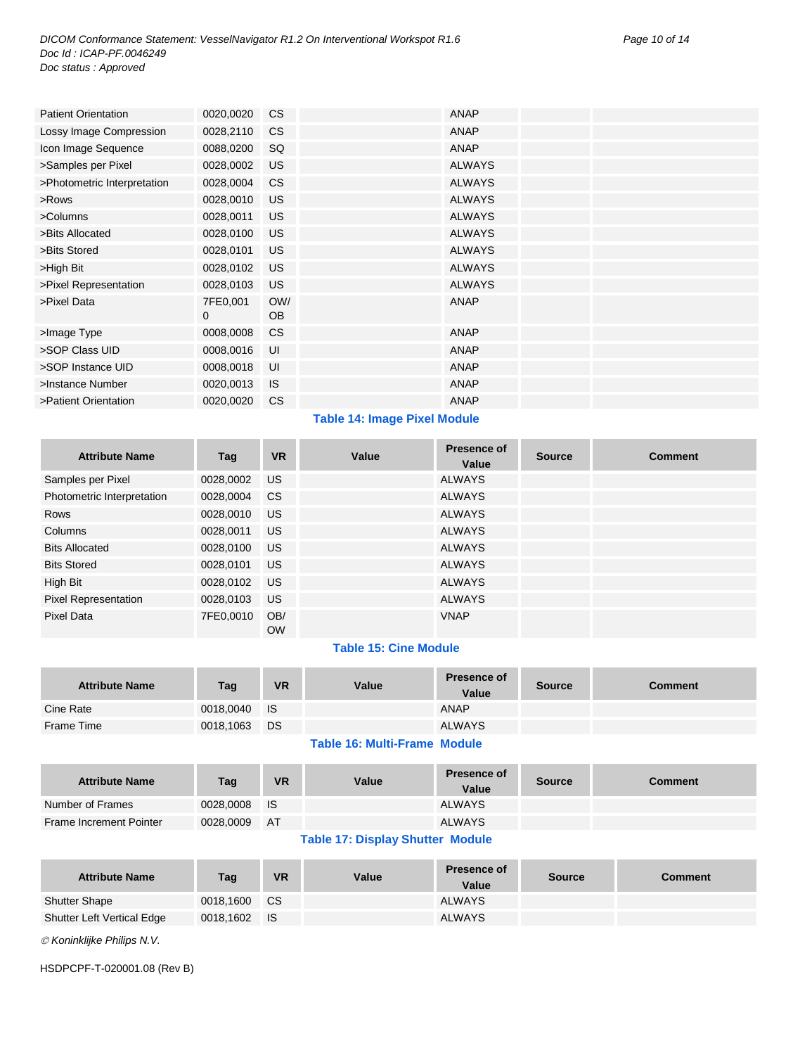| | | | | | | |
|---|---|---|---|---|---|---|
| Patient Orientation | 0020,0020 | CS | | ANAP | | |
| Lossy Image Compression | 0028,2110 | CS | | ANAP | | |
| Icon Image Sequence | 0088,0200 | SQ | | ANAP | | |
| >Samples per Pixel | 0028,0002 | US | | ALWAYS | | |
| >Photometric Interpretation | 0028,0004 | CS | | ALWAYS | | |
| >Rows | 0028,0010 | US | | ALWAYS | | |
| >Columns | 0028,0011 | US | | ALWAYS | | |
| >Bits Allocated | 0028,0100 | US | | ALWAYS | | |
| >Bits Stored | 0028,0101 | US | | ALWAYS | | |
| >High Bit | 0028,0102 | US | | ALWAYS | | |
| >Pixel Representation | 0028,0103 | US | | ALWAYS | | |
| >Pixel Data | 7FE0,0010 | OW/OB | | ANAP | | |
| >Image Type | 0008,0008 | CS | | ANAP | | |
| >SOP Class UID | 0008,0016 | UI | | ANAP | | |
| >SOP Instance UID | 0008,0018 | UI | | ANAP | | |
| >Instance Number | 0020,0013 | IS | | ANAP | | |
| >Patient Orientation | 0020,0020 | CS | | ANAP | | |

**Table 14: Image Pixel Module**

| Attribute Name | Tag | VR | Value | Presence of Value | Source | Comment |
|---|---|---|---|---|---|---|
| Samples per Pixel | 0028,0002 | US | | ALWAYS | | |
| Photometric Interpretation | 0028,0004 | CS | | ALWAYS | | |
| Rows | 0028,0010 | US | | ALWAYS | | |
| Columns | 0028,0011 | US | | ALWAYS | | |
| Bits Allocated | 0028,0100 | US | | ALWAYS | | |
| Bits Stored | 0028,0101 | US | | ALWAYS | | |
| High Bit | 0028,0102 | US | | ALWAYS | | |
| Pixel Representation | 0028,0103 | US | | ALWAYS | | |
| Pixel Data | 7FE0,0010 | OB/OW | | VNAP | | |

**Table 15: Cine Module**

| Attribute Name | Tag | VR | Value | Presence of Value | Source | Comment |
|---|---|---|---|---|---|---|
| Cine Rate | 0018,0040 | IS | | ANAP | | |
| Frame Time | 0018,1063 | DS | | ALWAYS | | |

**Table 16: Multi-Frame Module**

| Attribute Name | Tag | VR | Value | Presence of Value | Source | Comment |
|---|---|---|---|---|---|---|
| Number of Frames | 0028,0008 | IS | | ALWAYS | | |
| Frame Increment Pointer | 0028,0009 | AT | | ALWAYS | | |

**Table 17: Display Shutter Module**

| Attribute Name | Tag | VR | Value | Presence of Value | Source | Comment |
|---|---|---|---|---|---|---|
| Shutter Shape | 0018,1600 | CS | | ALWAYS | | |
| Shutter Left Vertical Edge | 0018,1602 | IS | | ALWAYS | | |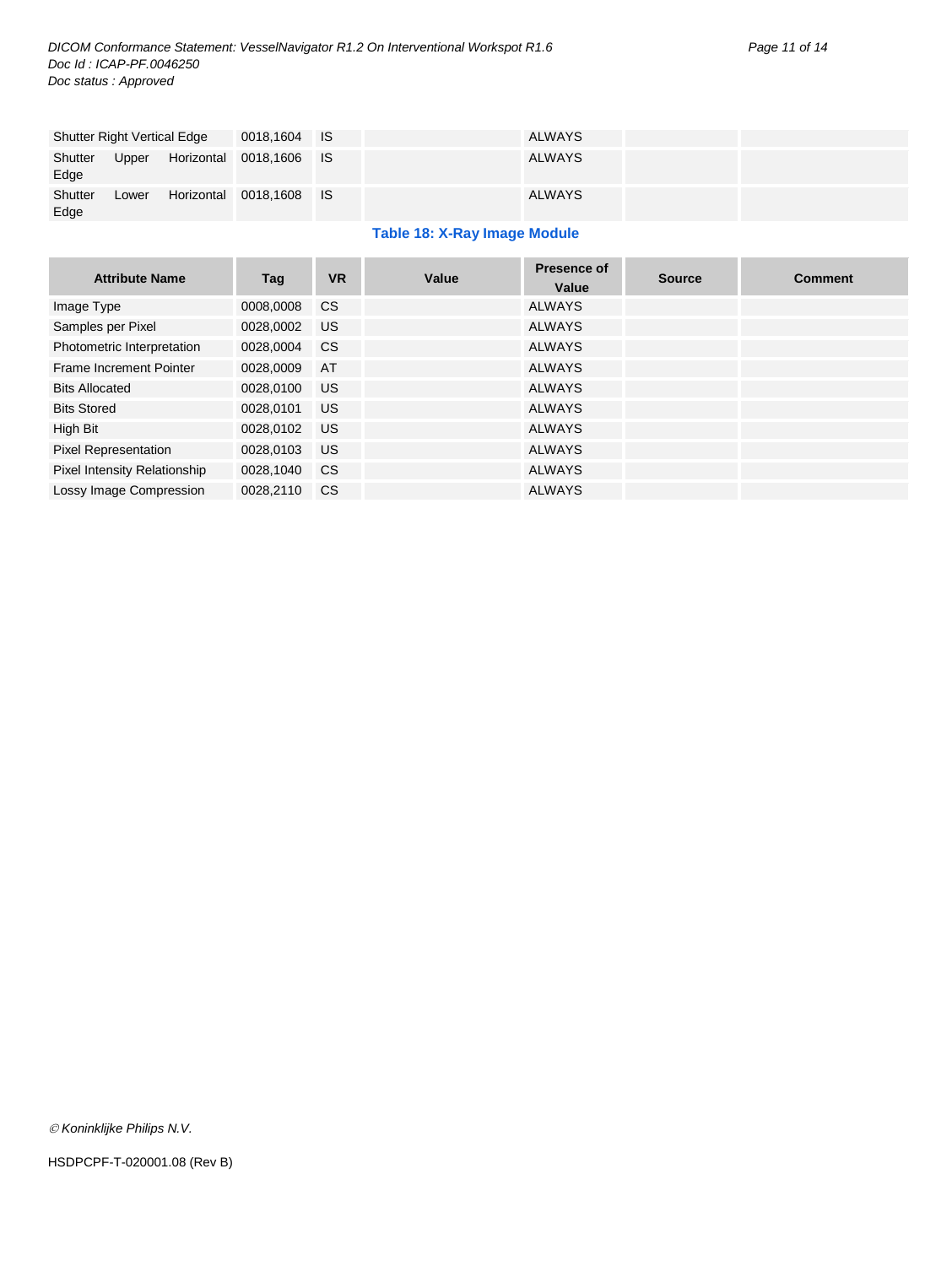| Shutter Right Vertical Edge | 0018,1604 | IS | | ALWAYS | | |
|---|---|---|---|---|---|---|
| Shutter Upper Horizontal Edge | 0018,1606 | IS | | ALWAYS | | |
| Shutter Lower Horizontal Edge | 0018,1608 | IS | | ALWAYS | | |

**Table 18: X-Ray Image Module**

| Attribute Name | Tag | VR | Value | Presence of Value | Source | Comment |
|---|---|---|---|---|---|---|
| Image Type | 0008,0008 | CS | | ALWAYS | | |
| Samples per Pixel | 0028,0002 | US | | ALWAYS | | |
| Photometric Interpretation | 0028,0004 | CS | | ALWAYS | | |
| Frame Increment Pointer | 0028,0009 | AT | | ALWAYS | | |
| Bits Allocated | 0028,0100 | US | | ALWAYS | | |
| Bits Stored | 0028,0101 | US | | ALWAYS | | |
| High Bit | 0028,0102 | US | | ALWAYS | | |
| Pixel Representation | 0028,0103 | US | | ALWAYS | | |
| Pixel Intensity Relationship | 0028,1040 | CS | | ALWAYS | | |
| Lossy Image Compression | 0028,2110 | CS | | ALWAYS | | |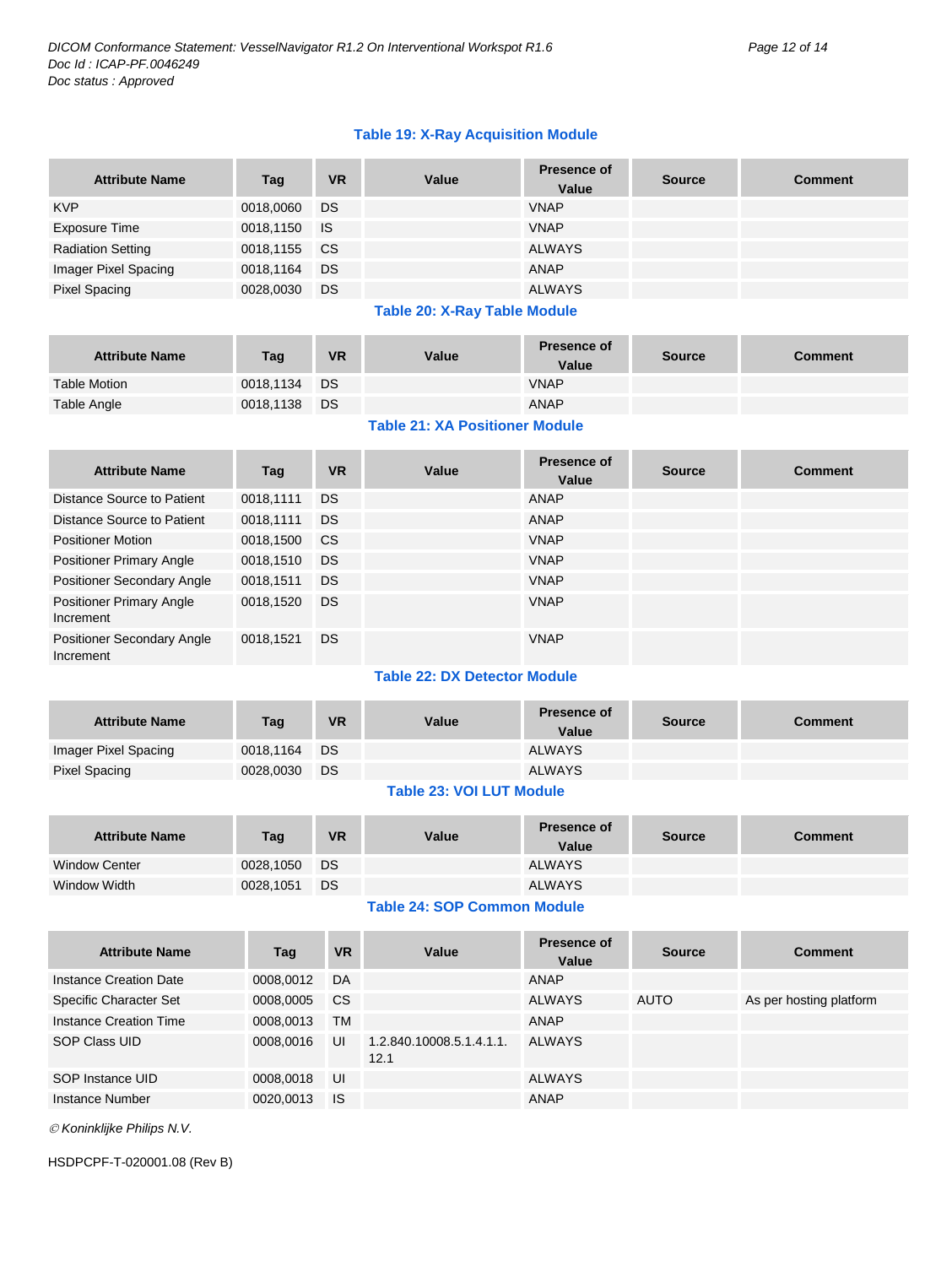**Table 19: X-Ray Acquisition Module**

| Attribute Name | Tag | VR | Value | Presence of Value | Source | Comment |
|---|---|---|---|---|---|---|
| KVP | 0018,0060 | DS | | VNAP | | |
| Exposure Time | 0018,1150 | IS | | VNAP | | |
| Radiation Setting | 0018,1155 | CS | | ALWAYS | | |
| Imager Pixel Spacing | 0018,1164 | DS | | ANAP | | |
| Pixel Spacing | 0028,0030 | DS | | ALWAYS | | |

**Table 20: X-Ray Table Module**

| Attribute Name | Tag | VR | Value | Presence of Value | Source | Comment |
|---|---|---|---|---|---|---|
| Table Motion | 0018,1134 | DS | | VNAP | | |
| Table Angle | 0018,1138 | DS | | ANAP | | |

**Table 21: XA Positioner Module**

| Attribute Name | Tag | VR | Value | Presence of Value | Source | Comment |
|---|---|---|---|---|---|---|
| Distance Source to Patient | 0018,1111 | DS | | ANAP | | |
| Distance Source to Patient | 0018,1111 | DS | | ANAP | | |
| Positioner Motion | 0018,1500 | CS | | VNAP | | |
| Positioner Primary Angle | 0018,1510 | DS | | VNAP | | |
| Positioner Secondary Angle | 0018,1511 | DS | | VNAP | | |
| Positioner Primary Angle Increment | 0018,1520 | DS | | VNAP | | |
| Positioner Secondary Angle Increment | 0018,1521 | DS | | VNAP | | |

**Table 22: DX Detector Module**

| Attribute Name | Tag | VR | Value | Presence of Value | Source | Comment |
|---|---|---|---|---|---|---|
| Imager Pixel Spacing | 0018,1164 | DS | | ALWAYS | | |
| Pixel Spacing | 0028,0030 | DS | | ALWAYS | | |

**Table 23: VOI LUT Module**

| Attribute Name | Tag | VR | Value | Presence of Value | Source | Comment |
|---|---|---|---|---|---|---|
| Window Center | 0028,1050 | DS | | ALWAYS | | |
| Window Width | 0028,1051 | DS | | ALWAYS | | |

**Table 24: SOP Common Module**

| Attribute Name | Tag | VR | Value | Presence of Value | Source | Comment |
|---|---|---|---|---|---|---|
| Instance Creation Date | 0008,0012 | DA | | ANAP | | |
| Specific Character Set | 0008,0005 | CS | | ALWAYS | AUTO | As per hosting platform |
| Instance Creation Time | 0008,0013 | TM | | ANAP | | |
| SOP Class UID | 0008,0016 | UI | 1.2.840.10008.5.1.4.1.1.12.1 | ALWAYS | | |
| SOP Instance UID | 0008,0018 | UI | | ALWAYS | | |
| Instance Number | 0020,0013 | IS | | ANAP | | |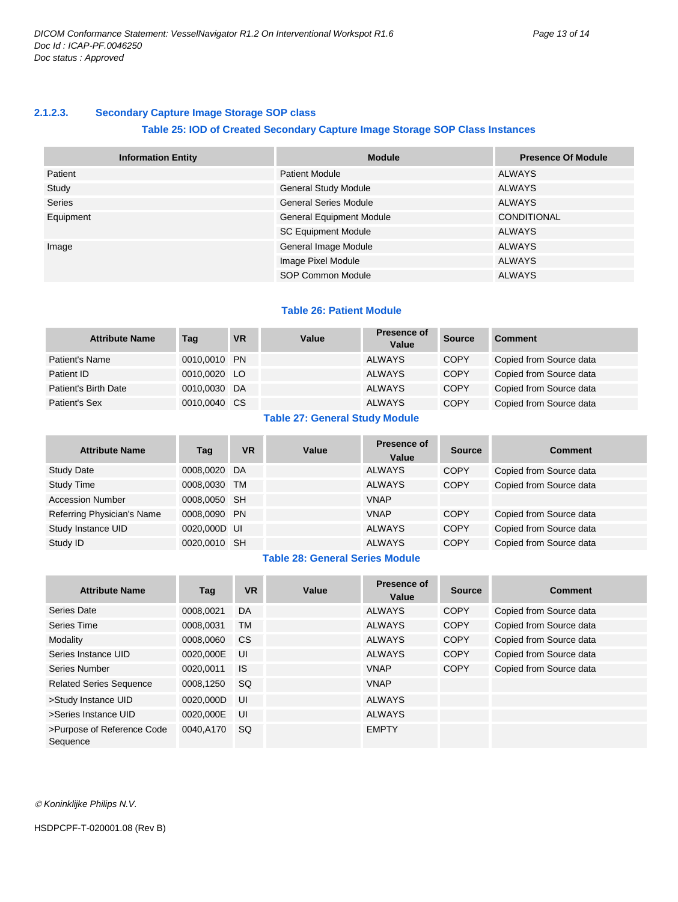### 2.1.2.3. Secondary Capture Image Storage SOP class

**Table 25: IOD of Created Secondary Capture Image Storage SOP Class Instances**

| Information Entity | Module | Presence Of Module |
|---|---|---|
| Patient | Patient Module | ALWAYS |
| Study | General Study Module | ALWAYS |
| Series | General Series Module | ALWAYS |
| Equipment | General Equipment Module | CONDITIONAL |
| | SC Equipment Module | ALWAYS |
| Image | General Image Module | ALWAYS |
| | Image Pixel Module | ALWAYS |
| | SOP Common Module | ALWAYS |

**Table 26: Patient Module**

| Attribute Name | Tag | VR | Value | Presence of Value | Source | Comment |
|---|---|---|---|---|---|---|
| Patient's Name | 0010,0010 | PN | | ALWAYS | COPY | Copied from Source data |
| Patient ID | 0010,0020 | LO | | ALWAYS | COPY | Copied from Source data |
| Patient's Birth Date | 0010,0030 | DA | | ALWAYS | COPY | Copied from Source data |
| Patient's Sex | 0010,0040 | CS | | ALWAYS | COPY | Copied from Source data |

**Table 27: General Study Module**

| Attribute Name | Tag | VR | Value | Presence of Value | Source | Comment |
|---|---|---|---|---|---|---|
| Study Date | 0008,0020 | DA | | ALWAYS | COPY | Copied from Source data |
| Study Time | 0008,0030 | TM | | ALWAYS | COPY | Copied from Source data |
| Accession Number | 0008,0050 | SH | | VNAP | | |
| Referring Physician's Name | 0008,0090 | PN | | VNAP | COPY | Copied from Source data |
| Study Instance UID | 0020,000D | UI | | ALWAYS | COPY | Copied from Source data |
| Study ID | 0020,0010 | SH | | ALWAYS | COPY | Copied from Source data |

**Table 28: General Series Module**

| Attribute Name | Tag | VR | Value | Presence of Value | Source | Comment |
|---|---|---|---|---|---|---|
| Series Date | 0008,0021 | DA | | ALWAYS | COPY | Copied from Source data |
| Series Time | 0008,0031 | TM | | ALWAYS | COPY | Copied from Source data |
| Modality | 0008,0060 | CS | | ALWAYS | COPY | Copied from Source data |
| Series Instance UID | 0020,000E | UI | | ALWAYS | COPY | Copied from Source data |
| Series Number | 0020,0011 | IS | | VNAP | COPY | Copied from Source data |
| Related Series Sequence | 0008,1250 | SQ | | VNAP | | |
| >Study Instance UID | 0020,000D | UI | | ALWAYS | | |
| >Series Instance UID | 0020,000E | UI | | ALWAYS | | |
| >Purpose of Reference Code Sequence | 0040,A170 | SQ | | EMPTY | | |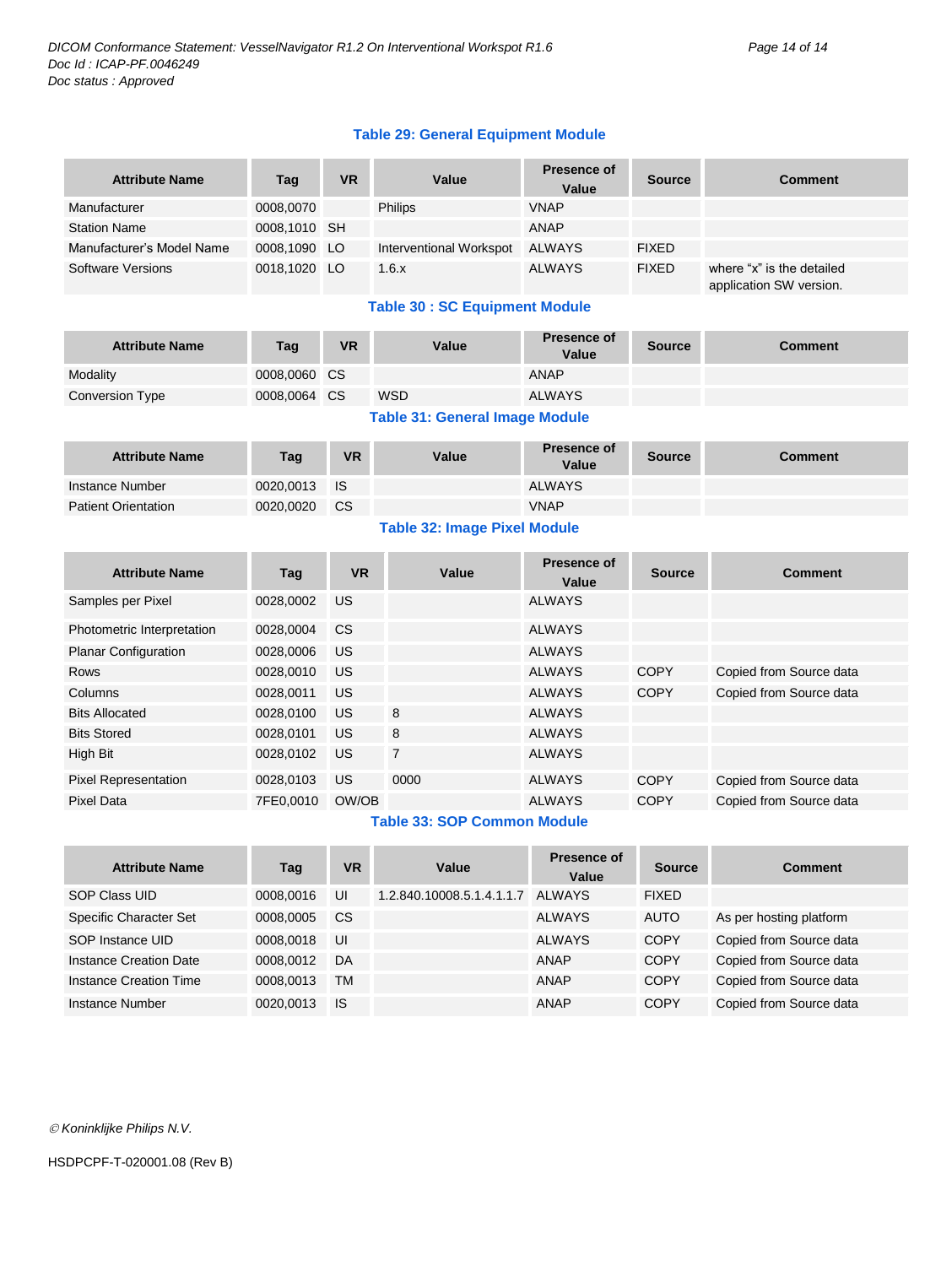**Table 29: General Equipment Module**

| Attribute Name | Tag | VR | Value | Presence of Value | Source | Comment |
|---|---|---|---|---|---|---|
| Manufacturer | 0008,0070 | | Philips | VNAP | | |
| Station Name | 0008,1010 | SH | | ANAP | | |
| Manufacturer's Model Name | 0008,1090 | LO | Interventional Workspot | ALWAYS | FIXED | |
| Software Versions | 0018,1020 | LO | 1.6.x | ALWAYS | FIXED | where "x" is the detailed application SW version. |

**Table 30 : SC Equipment Module**

| Attribute Name | Tag | VR | Value | Presence of Value | Source | Comment |
|---|---|---|---|---|---|---|
| Modality | 0008,0060 | CS | | ANAP | | |
| Conversion Type | 0008,0064 | CS | WSD | ALWAYS | | |

**Table 31: General Image Module**

| Attribute Name | Tag | VR | Value | Presence of Value | Source | Comment |
|---|---|---|---|---|---|---|
| Instance Number | 0020,0013 | IS | | ALWAYS | | |
| Patient Orientation | 0020,0020 | CS | | VNAP | | |

**Table 32: Image Pixel Module**

| Attribute Name | Tag | VR | Value | Presence of Value | Source | Comment |
|---|---|---|---|---|---|---|
| Samples per Pixel | 0028,0002 | US | | ALWAYS | | |
| Photometric Interpretation | 0028,0004 | CS | | ALWAYS | | |
| Planar Configuration | 0028,0006 | US | | ALWAYS | | |
| Rows | 0028,0010 | US | | ALWAYS | COPY | Copied from Source data |
| Columns | 0028,0011 | US | | ALWAYS | COPY | Copied from Source data |
| Bits Allocated | 0028,0100 | US | 8 | ALWAYS | | |
| Bits Stored | 0028,0101 | US | 8 | ALWAYS | | |
| High Bit | 0028,0102 | US | 7 | ALWAYS | | |
| Pixel Representation | 0028,0103 | US | 0000 | ALWAYS | COPY | Copied from Source data |
| Pixel Data | 7FE0,0010 | OW/OB | | ALWAYS | COPY | Copied from Source data |

**Table 33: SOP Common Module**

| Attribute Name | Tag | VR | Value | Presence of Value | Source | Comment |
|---|---|---|---|---|---|---|
| SOP Class UID | 0008,0016 | UI | 1.2.840.10008.5.1.4.1.1.7 | ALWAYS | FIXED | |
| Specific Character Set | 0008,0005 | CS | | ALWAYS | AUTO | As per hosting platform |
| SOP Instance UID | 0008,0018 | UI | | ALWAYS | COPY | Copied from Source data |
| Instance Creation Date | 0008,0012 | DA | | ANAP | COPY | Copied from Source data |
| Instance Creation Time | 0008,0013 | TM | | ANAP | COPY | Copied from Source data |
| Instance Number | 0020,0013 | IS | | ANAP | COPY | Copied from Source data |